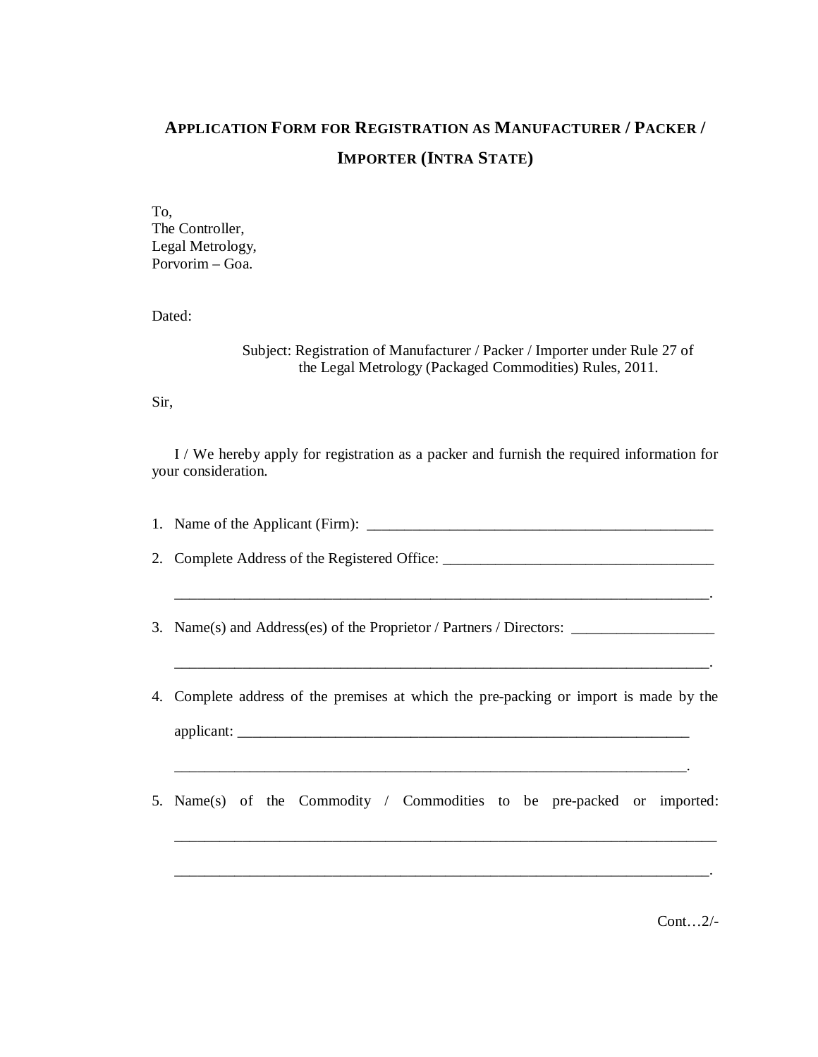# APPLICATION FORM FOR REGISTRATION AS MANUFACTURER / PACKER / IMPORTER (INTRA STATE)

To,
The Controller,
Legal Metrology,
Porvorim – Goa.

Dated:

Subject: Registration of Manufacturer / Packer / Importer under Rule 27 of the Legal Metrology (Packaged Commodities) Rules, 2011.

Sir,

I / We hereby apply for registration as a packer and furnish the required information for your consideration.

1. Name of the Applicant (Firm): _______________________________________________

2. Complete Address of the Registered Office: ___________________________________

   _________________________________________________________________________.

3. Name(s) and Address(es) of the Proprietor / Partners / Directors: __________________

   _________________________________________________________________________.

4. Complete address of the premises at which the pre-packing or import is made by the applicant: ____________________________________________________________

   _________________________________________________________________________.

5. Name(s) of the Commodity / Commodities to be pre-packed or imported:

   _________________________________________________________________________

   _________________________________________________________________________.

Cont…2/-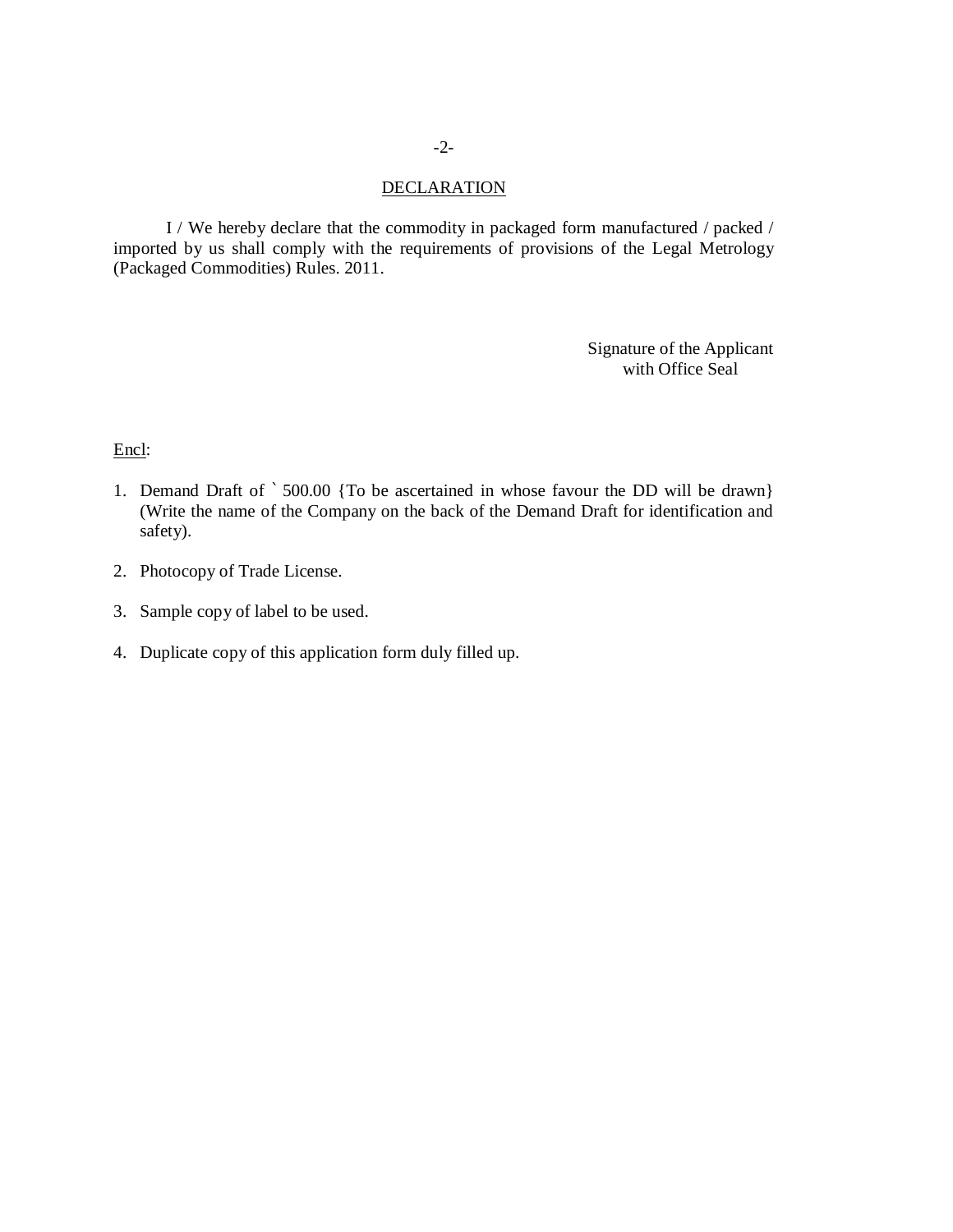## DECLARATION

I / We hereby declare that the commodity in packaged form manufactured / packed / imported by us shall comply with the requirements of provisions of the Legal Metrology (Packaged Commodities) Rules. 2011.

Signature of the Applicant
with Office Seal

Encl:

1. Demand Draft of ` 500.00 {To be ascertained in whose favour the DD will be drawn} (Write the name of the Company on the back of the Demand Draft for identification and safety).

2. Photocopy of Trade License.

3. Sample copy of label to be used.

4. Duplicate copy of this application form duly filled up.